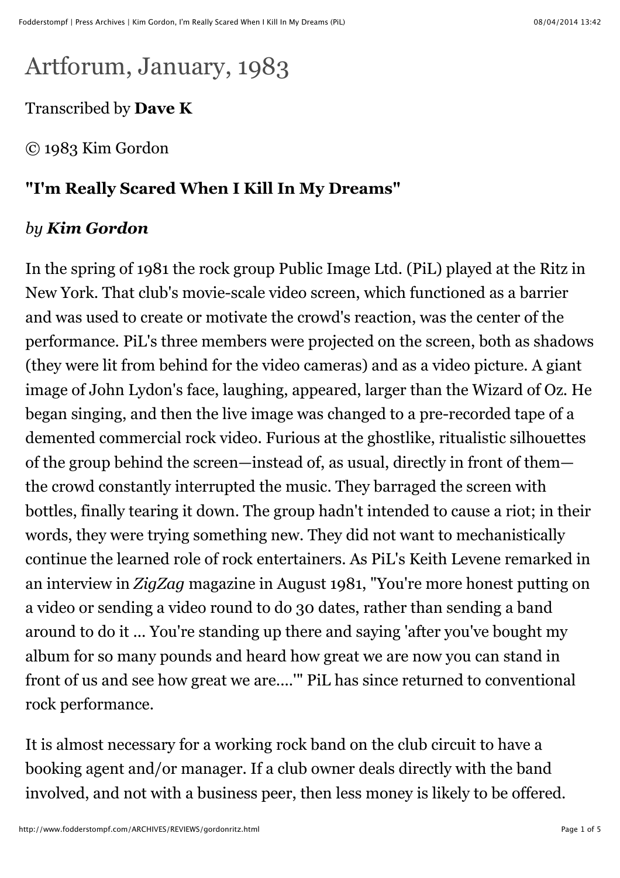# Artforum, January, 1983

Transcribed by **Dave K**

© 1983 Kim Gordon

### "I'm Really Scared When I Kill In My Dreams"

*by* ***Kim Gordon***

In the spring of 1981 the rock group Public Image Ltd. (PiL) played at the Ritz in New York. That club's movie-scale video screen, which functioned as a barrier and was used to create or motivate the crowd's reaction, was the center of the performance. PiL's three members were projected on the screen, both as shadows (they were lit from behind for the video cameras) and as a video picture. A giant image of John Lydon's face, laughing, appeared, larger than the Wizard of Oz. He began singing, and then the live image was changed to a pre-recorded tape of a demented commercial rock video. Furious at the ghostlike, ritualistic silhouettes of the group behind the screen—instead of, as usual, directly in front of them—the crowd constantly interrupted the music. They barraged the screen with bottles, finally tearing it down. The group hadn't intended to cause a riot; in their words, they were trying something new. They did not want to mechanistically continue the learned role of rock entertainers. As PiL's Keith Levene remarked in an interview in *ZigZag* magazine in August 1981, "You're more honest putting on a video or sending a video round to do 30 dates, rather than sending a band around to do it ... You're standing up there and saying 'after you've bought my album for so many pounds and heard how great we are now you can stand in front of us and see how great we are....'" PiL has since returned to conventional rock performance.

It is almost necessary for a working rock band on the club circuit to have a booking agent and/or manager. If a club owner deals directly with the band involved, and not with a business peer, then less money is likely to be offered.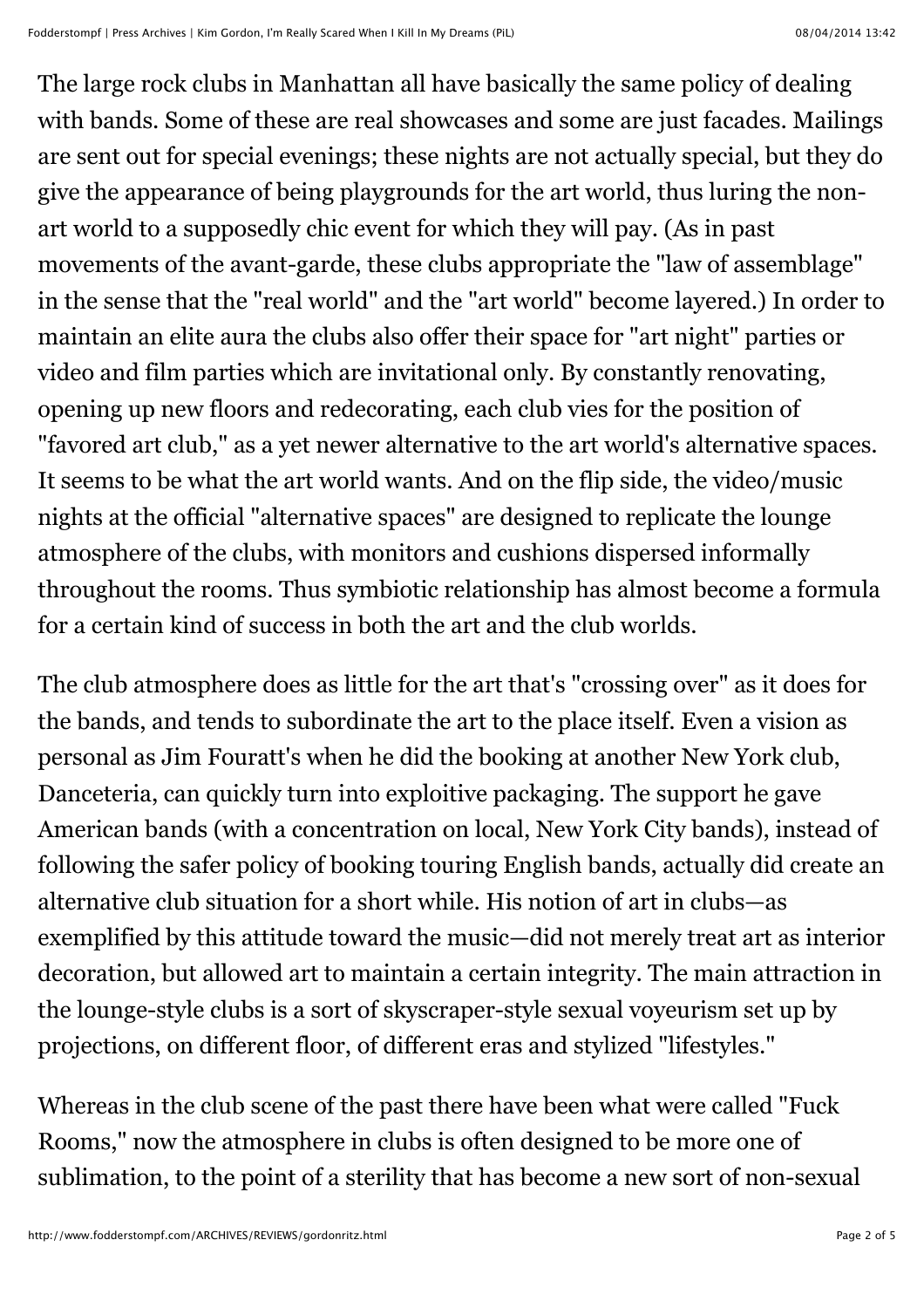The large rock clubs in Manhattan all have basically the same policy of dealing with bands. Some of these are real showcases and some are just facades. Mailings are sent out for special evenings; these nights are not actually special, but they do give the appearance of being playgrounds for the art world, thus luring the non-art world to a supposedly chic event for which they will pay. (As in past movements of the avant-garde, these clubs appropriate the "law of assemblage" in the sense that the "real world" and the "art world" become layered.) In order to maintain an elite aura the clubs also offer their space for "art night" parties or video and film parties which are invitational only. By constantly renovating, opening up new floors and redecorating, each club vies for the position of "favored art club," as a yet newer alternative to the art world's alternative spaces. It seems to be what the art world wants. And on the flip side, the video/music nights at the official "alternative spaces" are designed to replicate the lounge atmosphere of the clubs, with monitors and cushions dispersed informally throughout the rooms. Thus symbiotic relationship has almost become a formula for a certain kind of success in both the art and the club worlds.

The club atmosphere does as little for the art that's "crossing over" as it does for the bands, and tends to subordinate the art to the place itself. Even a vision as personal as Jim Fouratt's when he did the booking at another New York club, Danceteria, can quickly turn into exploitive packaging. The support he gave American bands (with a concentration on local, New York City bands), instead of following the safer policy of booking touring English bands, actually did create an alternative club situation for a short while. His notion of art in clubs—as exemplified by this attitude toward the music—did not merely treat art as interior decoration, but allowed art to maintain a certain integrity. The main attraction in the lounge-style clubs is a sort of skyscraper-style sexual voyeurism set up by projections, on different floor, of different eras and stylized "lifestyles."

Whereas in the club scene of the past there have been what were called "Fuck Rooms," now the atmosphere in clubs is often designed to be more one of sublimation, to the point of a sterility that has become a new sort of non-sexual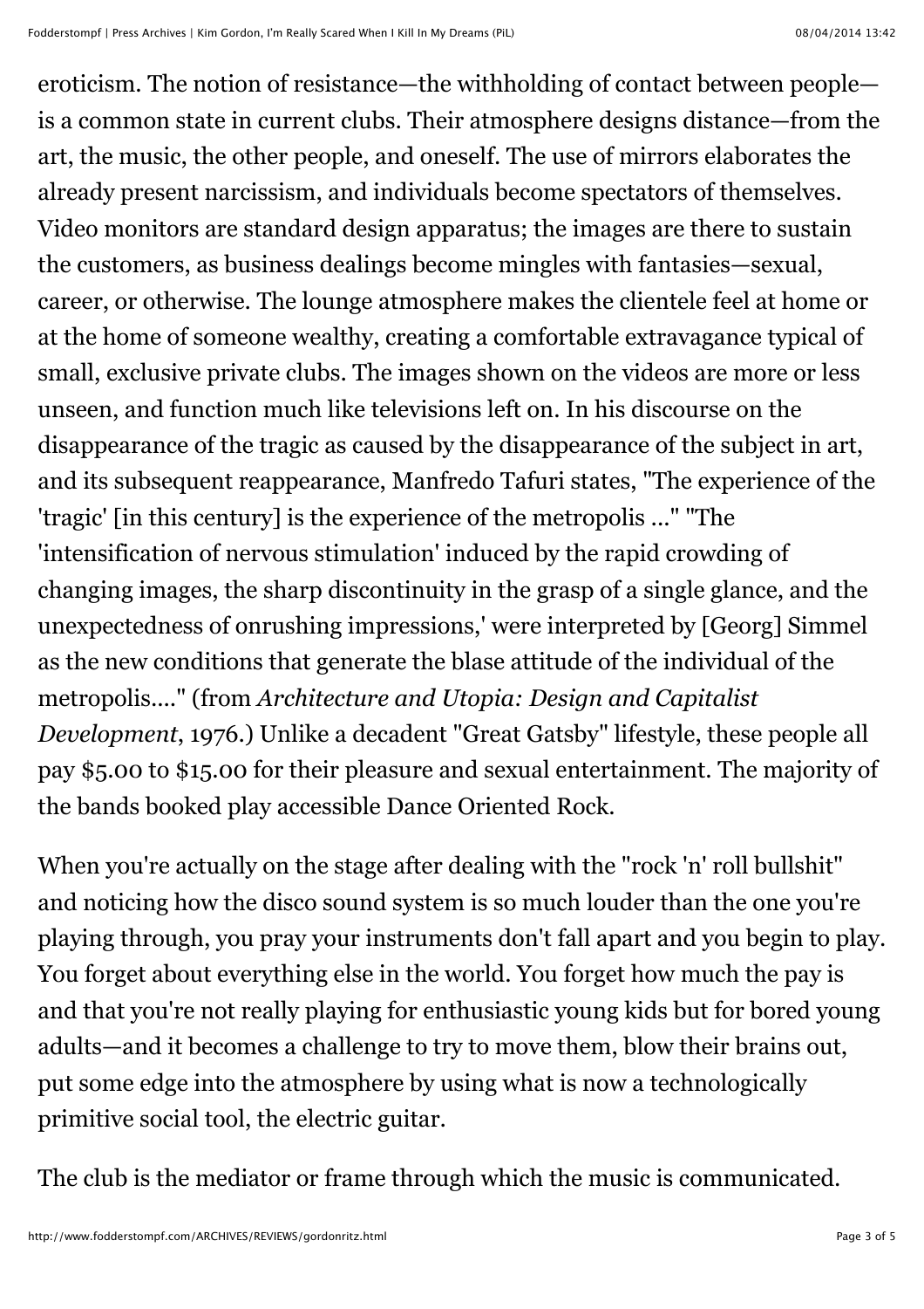eroticism. The notion of resistance—the withholding of contact between people—is a common state in current clubs. Their atmosphere designs distance—from the art, the music, the other people, and oneself. The use of mirrors elaborates the already present narcissism, and individuals become spectators of themselves. Video monitors are standard design apparatus; the images are there to sustain the customers, as business dealings become mingles with fantasies—sexual, career, or otherwise. The lounge atmosphere makes the clientele feel at home or at the home of someone wealthy, creating a comfortable extravagance typical of small, exclusive private clubs. The images shown on the videos are more or less unseen, and function much like televisions left on. In his discourse on the disappearance of the tragic as caused by the disappearance of the subject in art, and its subsequent reappearance, Manfredo Tafuri states, "The experience of the 'tragic' [in this century] is the experience of the metropolis ..." "The 'intensification of nervous stimulation' induced by the rapid crowding of changing images, the sharp discontinuity in the grasp of a single glance, and the unexpectedness of onrushing impressions,' were interpreted by [Georg] Simmel as the new conditions that generate the blase attitude of the individual of the metropolis...." (from *Architecture and Utopia: Design and Capitalist Development*, 1976.) Unlike a decadent "Great Gatsby" lifestyle, these people all pay $5.00 to $15.00 for their pleasure and sexual entertainment. The majority of the bands booked play accessible Dance Oriented Rock.

When you're actually on the stage after dealing with the "rock 'n' roll bullshit" and noticing how the disco sound system is so much louder than the one you're playing through, you pray your instruments don't fall apart and you begin to play. You forget about everything else in the world. You forget how much the pay is and that you're not really playing for enthusiastic young kids but for bored young adults—and it becomes a challenge to try to move them, blow their brains out, put some edge into the atmosphere by using what is now a technologically primitive social tool, the electric guitar.

The club is the mediator or frame through which the music is communicated.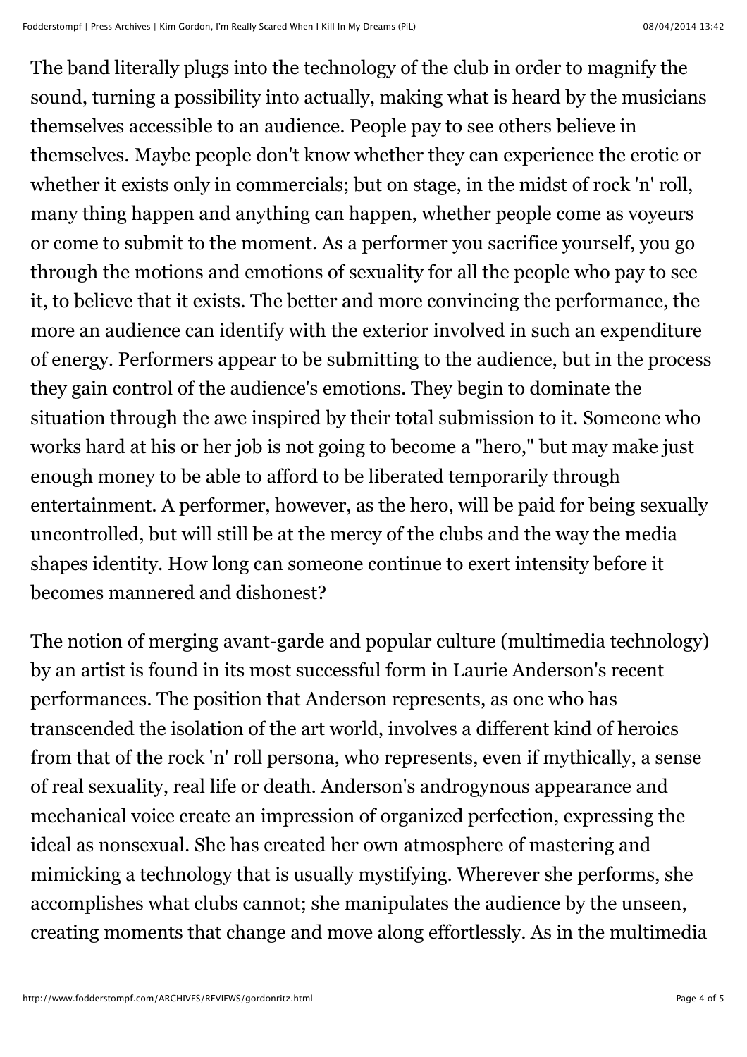The band literally plugs into the technology of the club in order to magnify the sound, turning a possibility into actually, making what is heard by the musicians themselves accessible to an audience. People pay to see others believe in themselves. Maybe people don't know whether they can experience the erotic or whether it exists only in commercials; but on stage, in the midst of rock 'n' roll, many thing happen and anything can happen, whether people come as voyeurs or come to submit to the moment. As a performer you sacrifice yourself, you go through the motions and emotions of sexuality for all the people who pay to see it, to believe that it exists. The better and more convincing the performance, the more an audience can identify with the exterior involved in such an expenditure of energy. Performers appear to be submitting to the audience, but in the process they gain control of the audience's emotions. They begin to dominate the situation through the awe inspired by their total submission to it. Someone who works hard at his or her job is not going to become a "hero," but may make just enough money to be able to afford to be liberated temporarily through entertainment. A performer, however, as the hero, will be paid for being sexually uncontrolled, but will still be at the mercy of the clubs and the way the media shapes identity. How long can someone continue to exert intensity before it becomes mannered and dishonest?

The notion of merging avant-garde and popular culture (multimedia technology) by an artist is found in its most successful form in Laurie Anderson's recent performances. The position that Anderson represents, as one who has transcended the isolation of the art world, involves a different kind of heroics from that of the rock 'n' roll persona, who represents, even if mythically, a sense of real sexuality, real life or death. Anderson's androgynous appearance and mechanical voice create an impression of organized perfection, expressing the ideal as nonsexual. She has created her own atmosphere of mastering and mimicking a technology that is usually mystifying. Wherever she performs, she accomplishes what clubs cannot; she manipulates the audience by the unseen, creating moments that change and move along effortlessly. As in the multimedia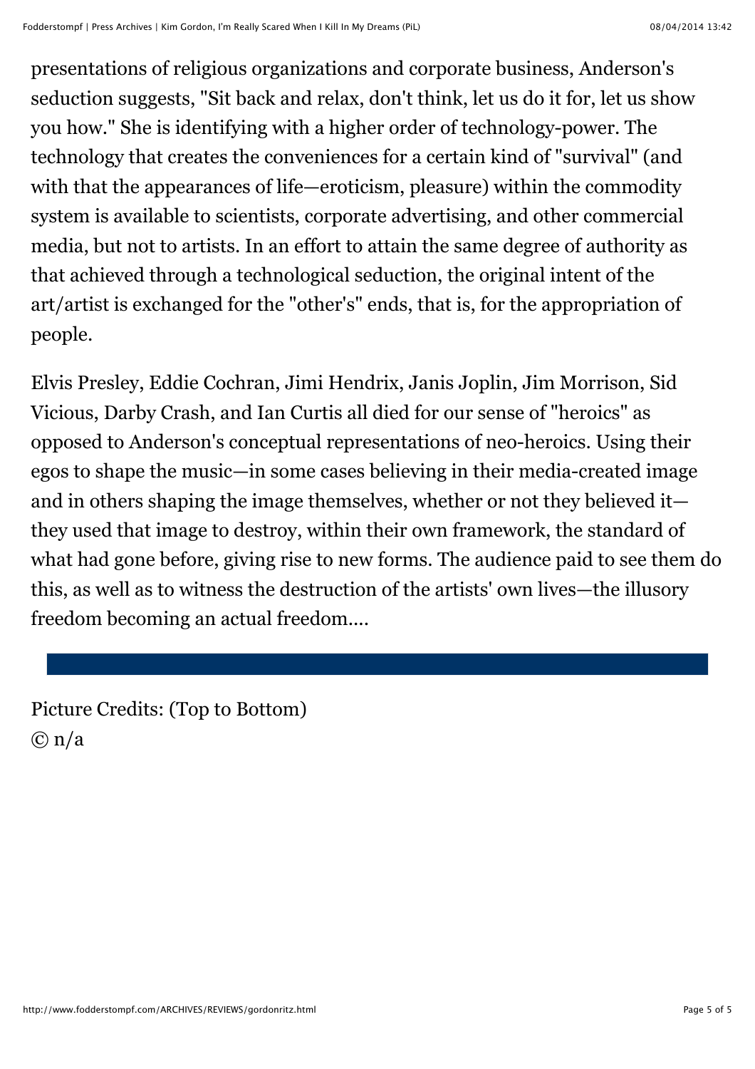presentations of religious organizations and corporate business, Anderson's seduction suggests, "Sit back and relax, don't think, let us do it for, let us show you how." She is identifying with a higher order of technology-power. The technology that creates the conveniences for a certain kind of "survival" (and with that the appearances of life—eroticism, pleasure) within the commodity system is available to scientists, corporate advertising, and other commercial media, but not to artists. In an effort to attain the same degree of authority as that achieved through a technological seduction, the original intent of the art/artist is exchanged for the "other's" ends, that is, for the appropriation of people.

Elvis Presley, Eddie Cochran, Jimi Hendrix, Janis Joplin, Jim Morrison, Sid Vicious, Darby Crash, and Ian Curtis all died for our sense of "heroics" as opposed to Anderson's conceptual representations of neo-heroics. Using their egos to shape the music—in some cases believing in their media-created image and in others shaping the image themselves, whether or not they believed it—they used that image to destroy, within their own framework, the standard of what had gone before, giving rise to new forms. The audience paid to see them do this, as well as to witness the destruction of the artists' own lives—the illusory freedom becoming an actual freedom....

---

Picture Credits: (Top to Bottom)
© n/a